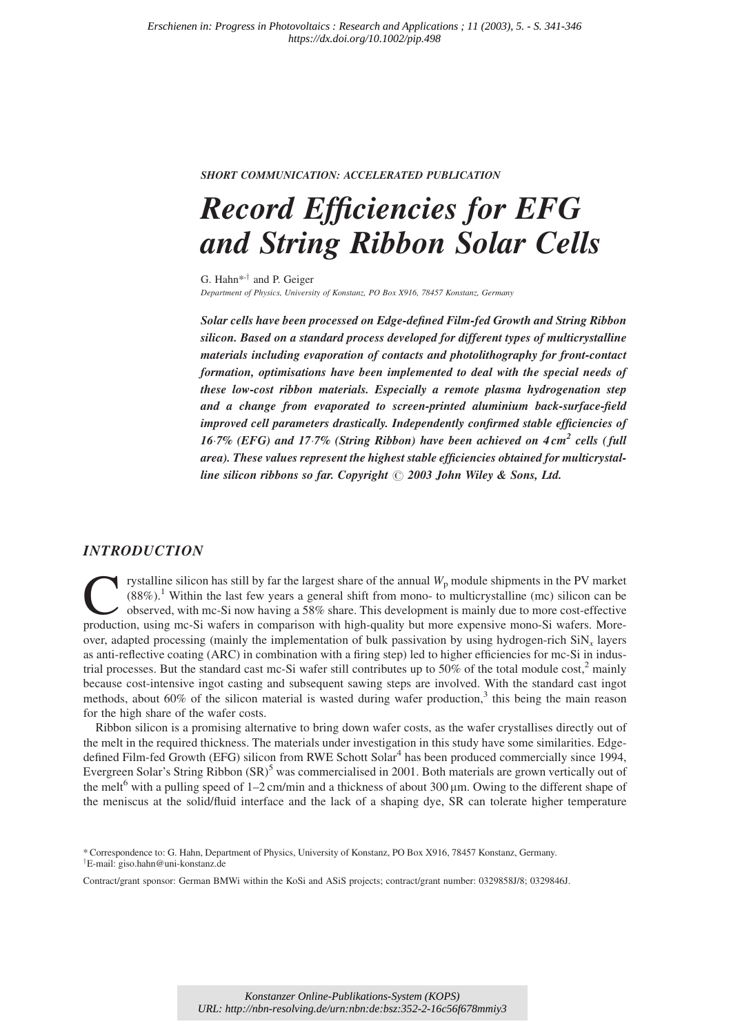Erschienen in: Progress in Photovoltaics : Research and Applications ; 11 (2003), 5. - S. 341-346
https://dx.doi.org/10.1002/pip.498

*SHORT COMMUNICATION: ACCELERATED PUBLICATION*

# Record Efficiencies for EFG and String Ribbon Solar Cells

G. Hahn*[†] and P. Geiger

*Department of Physics, University of Konstanz, PO Box X916, 78457 Konstanz, Germany*

***Solar cells have been processed on Edge-defined Film-fed Growth and String Ribbon silicon. Based on a standard process developed for different types of multicrystalline materials including evaporation of contacts and photolithography for front-contact formation, optimisations have been implemented to deal with the special needs of these low-cost ribbon materials. Especially a remote plasma hydrogenation step and a change from evaporated to screen-printed aluminium back-surface-field improved cell parameters drastically. Independently confirmed stable efficiencies of 16·7% (EFG) and 17·7% (String Ribbon) have been achieved on 4 cm² cells (full area). These values represent the highest stable efficiencies obtained for multicrystalline silicon ribbons so far. Copyright © 2003 John Wiley & Sons, Ltd.***

## INTRODUCTION

Crystalline silicon has still by far the largest share of the annual $W_p$ module shipments in the PV market (88%).[1] Within the last few years a general shift from mono- to multicrystalline (mc) silicon can be observed, with mc-Si now having a 58% share. This development is mainly due to more cost-effective production, using mc-Si wafers in comparison with high-quality but more expensive mono-Si wafers. Moreover, adapted processing (mainly the implementation of bulk passivation by using hydrogen-rich $SiN_x$ layers as anti-reflective coating (ARC) in combination with a firing step) led to higher efficiencies for mc-Si in industrial processes. But the standard cast mc-Si wafer still contributes up to 50% of the total module cost,[2] mainly because cost-intensive ingot casting and subsequent sawing steps are involved. With the standard cast ingot methods, about 60% of the silicon material is wasted during wafer production,[3] this being the main reason for the high share of the wafer costs.

Ribbon silicon is a promising alternative to bring down wafer costs, as the wafer crystallises directly out of the melt in the required thickness. The materials under investigation in this study have some similarities. Edge-defined Film-fed Growth (EFG) silicon from RWE Schott Solar[4] has been produced commercially since 1994, Evergreen Solar's String Ribbon (SR)[5] was commercialised in 2001. Both materials are grown vertically out of the melt[6] with a pulling speed of 1–2 cm/min and a thickness of about 300 μm. Owing to the different shape of the meniscus at the solid/fluid interface and the lack of a shaping dye, SR can tolerate higher temperature

* Correspondence to: G. Hahn, Department of Physics, University of Konstanz, PO Box X916, 78457 Konstanz, Germany.
[†] E-mail: giso.hahn@uni-konstanz.de

Contract/grant sponsor: German BMWi within the KoSi and ASiS projects; contract/grant number: 0329858J/8; 0329846J.

Konstanzer Online-Publikations-System (KOPS)
URL: http://nbn-resolving.de/urn:nbn:de:bsz:352-2-16c56f678mmiy3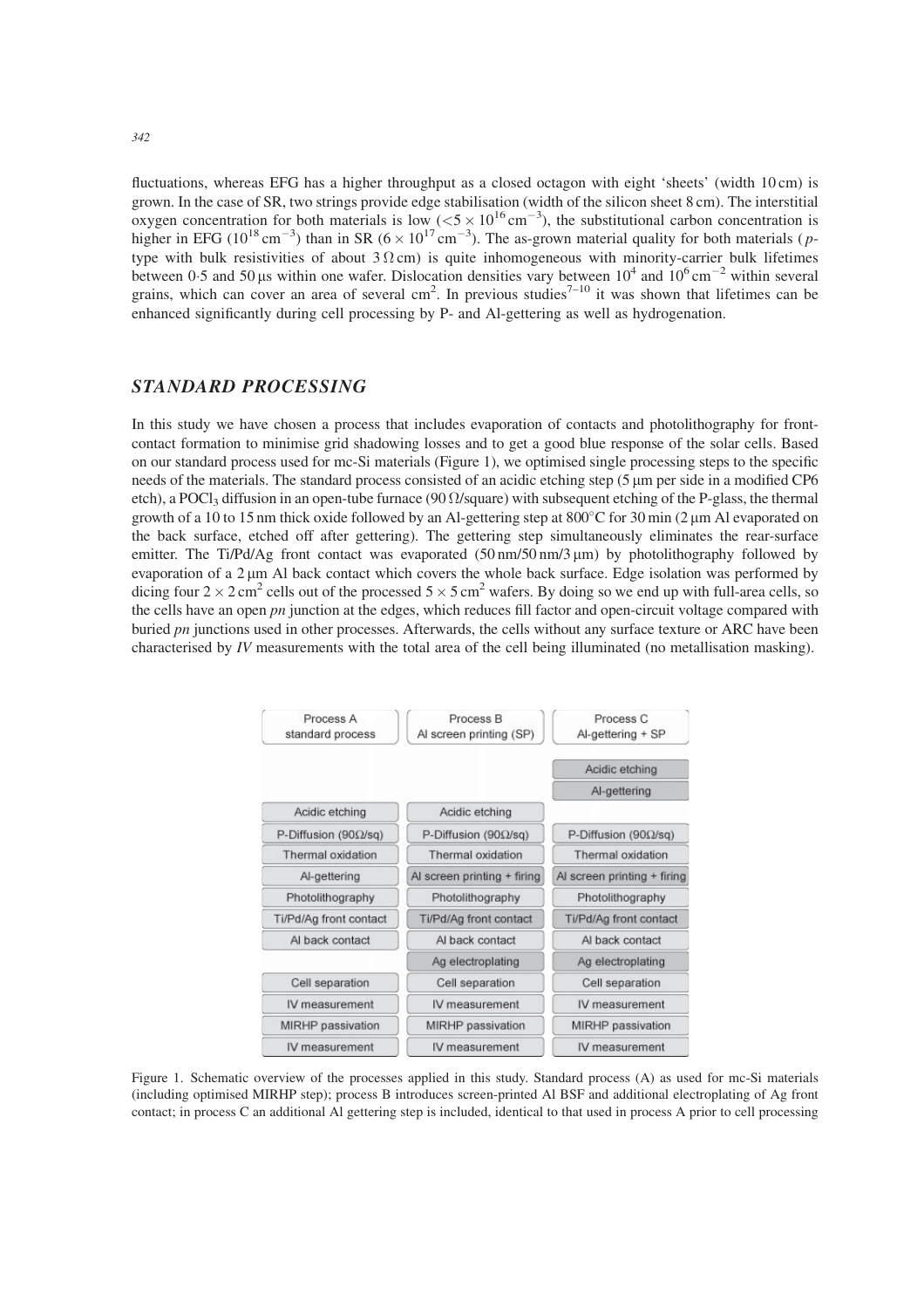fluctuations, whereas EFG has a higher throughput as a closed octagon with eight 'sheets' (width 10 cm) is grown. In the case of SR, two strings provide edge stabilisation (width of the silicon sheet 8 cm). The interstitial oxygen concentration for both materials is low ($<5 \times 10^{16}\,\mathrm{cm}^{-3}$), the substitutional carbon concentration is higher in EFG ($10^{18}\,\mathrm{cm}^{-3}$) than in SR ($6 \times 10^{17}\,\mathrm{cm}^{-3}$). The as-grown material quality for both materials (*p*-type with bulk resistivities of about $3\,\Omega\,\mathrm{cm}$) is quite inhomogeneous with minority-carrier bulk lifetimes between 0·5 and 50 μs within one wafer. Dislocation densities vary between $10^4$ and $10^6\,\mathrm{cm}^{-2}$ within several grains, which can cover an area of several $\mathrm{cm}^2$. In previous studies[7–10] it was shown that lifetimes can be enhanced significantly during cell processing by P- and Al-gettering as well as hydrogenation.

## STANDARD PROCESSING

In this study we have chosen a process that includes evaporation of contacts and photolithography for front-contact formation to minimise grid shadowing losses and to get a good blue response of the solar cells. Based on our standard process used for mc-Si materials (Figure 1), we optimised single processing steps to the specific needs of the materials. The standard process consisted of an acidic etching step (5 μm per side in a modified CP6 etch), a $POCl_3$ diffusion in an open-tube furnace ($90\,\Omega$/square) with subsequent etching of the P-glass, the thermal growth of a 10 to 15 nm thick oxide followed by an Al-gettering step at 800°C for 30 min (2 μm Al evaporated on the back surface, etched off after gettering). The gettering step simultaneously eliminates the rear-surface emitter. The Ti/Pd/Ag front contact was evaporated (50 nm/50 nm/3 μm) by photolithography followed by evaporation of a 2 μm Al back contact which covers the whole back surface. Edge isolation was performed by dicing four $2 \times 2\,\mathrm{cm}^2$ cells out of the processed $5 \times 5\,\mathrm{cm}^2$ wafers. By doing so we end up with full-area cells, so the cells have an open *pn* junction at the edges, which reduces fill factor and open-circuit voltage compared with buried *pn* junctions used in other processes. Afterwards, the cells without any surface texture or ARC have been characterised by *IV* measurements with the total area of the cell being illuminated (no metallisation masking).

| Process A standard process | Process B Al screen printing (SP) | Process C Al-gettering + SP |
|---|---|---|
| | | Acidic etching |
| | | Al-gettering |
| Acidic etching | Acidic etching | |
| P-Diffusion (90Ω/sq) | P-Diffusion (90Ω/sq) | P-Diffusion (90Ω/sq) |
| Thermal oxidation | Thermal oxidation | Thermal oxidation |
| Al-gettering | Al screen printing + firing | Al screen printing + firing |
| Photolithography | Photolithography | Photolithography |
| Ti/Pd/Ag front contact | Ti/Pd/Ag front contact | Ti/Pd/Ag front contact |
| Al back contact | Al back contact | Al back contact |
| | Ag electroplating | Ag electroplating |
| Cell separation | Cell separation | Cell separation |
| IV measurement | IV measurement | IV measurement |
| MIRHP passivation | MIRHP passivation | MIRHP passivation |
| IV measurement | IV measurement | IV measurement |

Figure 1. Schematic overview of the processes applied in this study. Standard process (A) as used for mc-Si materials (including optimised MIRHP step); process B introduces screen-printed Al BSF and additional electroplating of Ag front contact; in process C an additional Al gettering step is included, identical to that used in process A prior to cell processing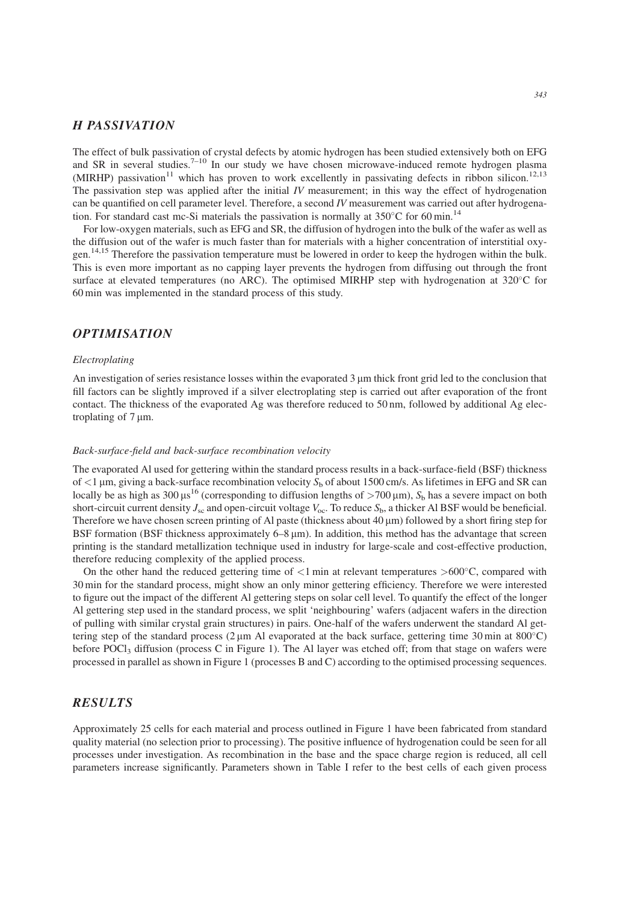## H PASSIVATION

The effect of bulk passivation of crystal defects by atomic hydrogen has been studied extensively both on EFG and SR in several studies.[7–10] In our study we have chosen microwave-induced remote hydrogen plasma (MIRHP) passivation[11] which has proven to work excellently in passivating defects in ribbon silicon.[12,13] The passivation step was applied after the initial *IV* measurement; in this way the effect of hydrogenation can be quantified on cell parameter level. Therefore, a second *IV* measurement was carried out after hydrogenation. For standard cast mc-Si materials the passivation is normally at 350°C for 60 min.[14]

For low-oxygen materials, such as EFG and SR, the diffusion of hydrogen into the bulk of the wafer as well as the diffusion out of the wafer is much faster than for materials with a higher concentration of interstitial oxygen.[14,15] Therefore the passivation temperature must be lowered in order to keep the hydrogen within the bulk. This is even more important as no capping layer prevents the hydrogen from diffusing out through the front surface at elevated temperatures (no ARC). The optimised MIRHP step with hydrogenation at 320°C for 60 min was implemented in the standard process of this study.

## OPTIMISATION

### *Electroplating*

An investigation of series resistance losses within the evaporated 3 μm thick front grid led to the conclusion that fill factors can be slightly improved if a silver electroplating step is carried out after evaporation of the front contact. The thickness of the evaporated Ag was therefore reduced to 50 nm, followed by additional Ag electroplating of 7 μm.

### *Back-surface-field and back-surface recombination velocity*

The evaporated Al used for gettering within the standard process results in a back-surface-field (BSF) thickness of <1 μm, giving a back-surface recombination velocity $S_b$ of about 1500 cm/s. As lifetimes in EFG and SR can locally be as high as 300 μs[16] (corresponding to diffusion lengths of >700 μm), $S_b$ has a severe impact on both short-circuit current density $J_{sc}$ and open-circuit voltage $V_{oc}$. To reduce $S_b$, a thicker Al BSF would be beneficial. Therefore we have chosen screen printing of Al paste (thickness about 40 μm) followed by a short firing step for BSF formation (BSF thickness approximately 6–8 μm). In addition, this method has the advantage that screen printing is the standard metallization technique used in industry for large-scale and cost-effective production, therefore reducing complexity of the applied process.

On the other hand the reduced gettering time of <1 min at relevant temperatures >600°C, compared with 30 min for the standard process, might show an only minor gettering efficiency. Therefore we were interested to figure out the impact of the different Al gettering steps on solar cell level. To quantify the effect of the longer Al gettering step used in the standard process, we split 'neighbouring' wafers (adjacent wafers in the direction of pulling with similar crystal grain structures) in pairs. One-half of the wafers underwent the standard Al gettering step of the standard process (2 μm Al evaporated at the back surface, gettering time 30 min at 800°C) before $POCl_3$ diffusion (process C in Figure 1). The Al layer was etched off; from that stage on wafers were processed in parallel as shown in Figure 1 (processes B and C) according to the optimised processing sequences.

## RESULTS

Approximately 25 cells for each material and process outlined in Figure 1 have been fabricated from standard quality material (no selection prior to processing). The positive influence of hydrogenation could be seen for all processes under investigation. As recombination in the base and the space charge region is reduced, all cell parameters increase significantly. Parameters shown in Table I refer to the best cells of each given process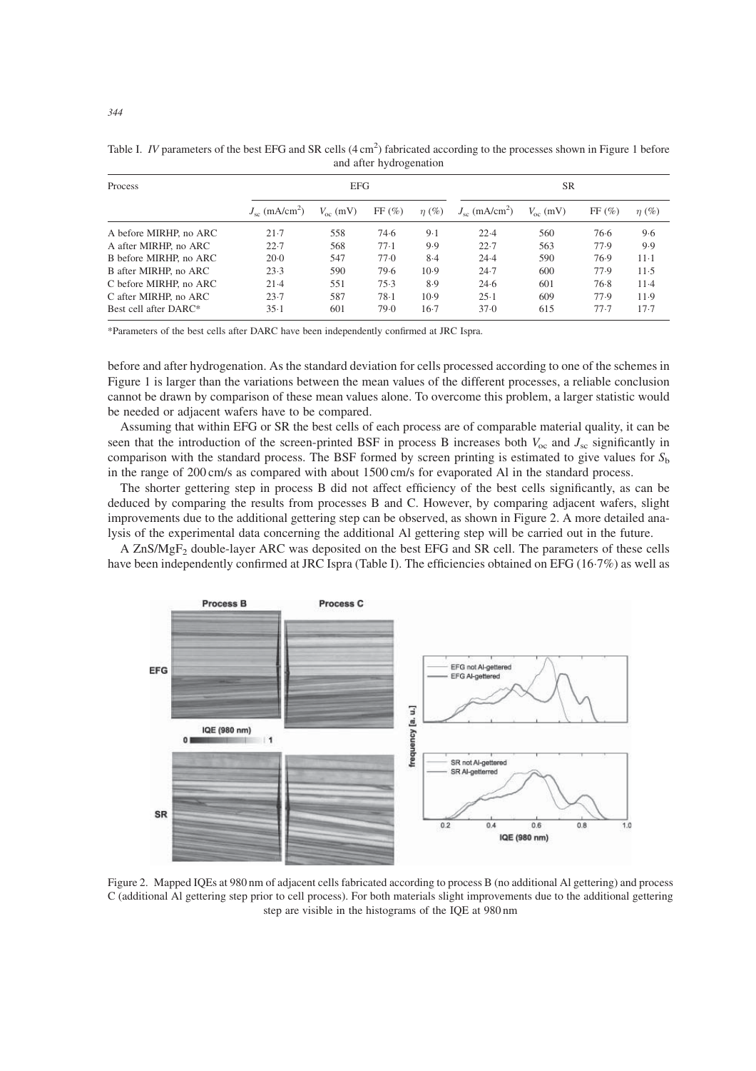Table I. *IV* parameters of the best EFG and SR cells (4 cm$^2$) fabricated according to the processes shown in Figure 1 before and after hydrogenation

| Process | EFG | | | | SR | | | |
|---|---|---|---|---|---|---|---|---|
| | $J_{sc}$ (mA/cm$^2$) | $V_{oc}$ (mV) | FF (%) | $\eta$ (%) | $J_{sc}$ (mA/cm$^2$) | $V_{oc}$ (mV) | FF (%) | $\eta$ (%) |
| A before MIRHP, no ARC | 21·7 | 558 | 74·6 | 9·1 | 22·4 | 560 | 76·6 | 9·6 |
| A after MIRHP, no ARC | 22·7 | 568 | 77·1 | 9·9 | 22·7 | 563 | 77·9 | 9·9 |
| B before MIRHP, no ARC | 20·0 | 547 | 77·0 | 8·4 | 24·4 | 590 | 76·9 | 11·1 |
| B after MIRHP, no ARC | 23·3 | 590 | 79·6 | 10·9 | 24·7 | 600 | 77·9 | 11·5 |
| C before MIRHP, no ARC | 21·4 | 551 | 75·3 | 8·9 | 24·6 | 601 | 76·8 | 11·4 |
| C after MIRHP, no ARC | 23·7 | 587 | 78·1 | 10·9 | 25·1 | 609 | 77·9 | 11·9 |
| Best cell after DARC* | 35·1 | 601 | 79·0 | 16·7 | 37·0 | 615 | 77·7 | 17·7 |

*Parameters of the best cells after DARC have been independently confirmed at JRC Ispra.

before and after hydrogenation. As the standard deviation for cells processed according to one of the schemes in Figure 1 is larger than the variations between the mean values of the different processes, a reliable conclusion cannot be drawn by comparison of these mean values alone. To overcome this problem, a larger statistic would be needed or adjacent wafers have to be compared.

Assuming that within EFG or SR the best cells of each process are of comparable material quality, it can be seen that the introduction of the screen-printed BSF in process B increases both $V_{oc}$ and $J_{sc}$ significantly in comparison with the standard process. The BSF formed by screen printing is estimated to give values for $S_b$ in the range of 200 cm/s as compared with about 1500 cm/s for evaporated Al in the standard process.

The shorter gettering step in process B did not affect efficiency of the best cells significantly, as can be deduced by comparing the results from processes B and C. However, by comparing adjacent wafers, slight improvements due to the additional gettering step can be observed, as shown in Figure 2. A more detailed analysis of the experimental data concerning the additional Al gettering step will be carried out in the future.

A $ZnS/MgF_2$ double-layer ARC was deposited on the best EFG and SR cell. The parameters of these cells have been independently confirmed at JRC Ispra (Table I). The efficiencies obtained on EFG (16·7%) as well as

Figure 2. Mapped IQEs at 980 nm of adjacent cells fabricated according to process B (no additional Al gettering) and process C (additional Al gettering step prior to cell process). For both materials slight improvements due to the additional gettering step are visible in the histograms of the IQE at 980 nm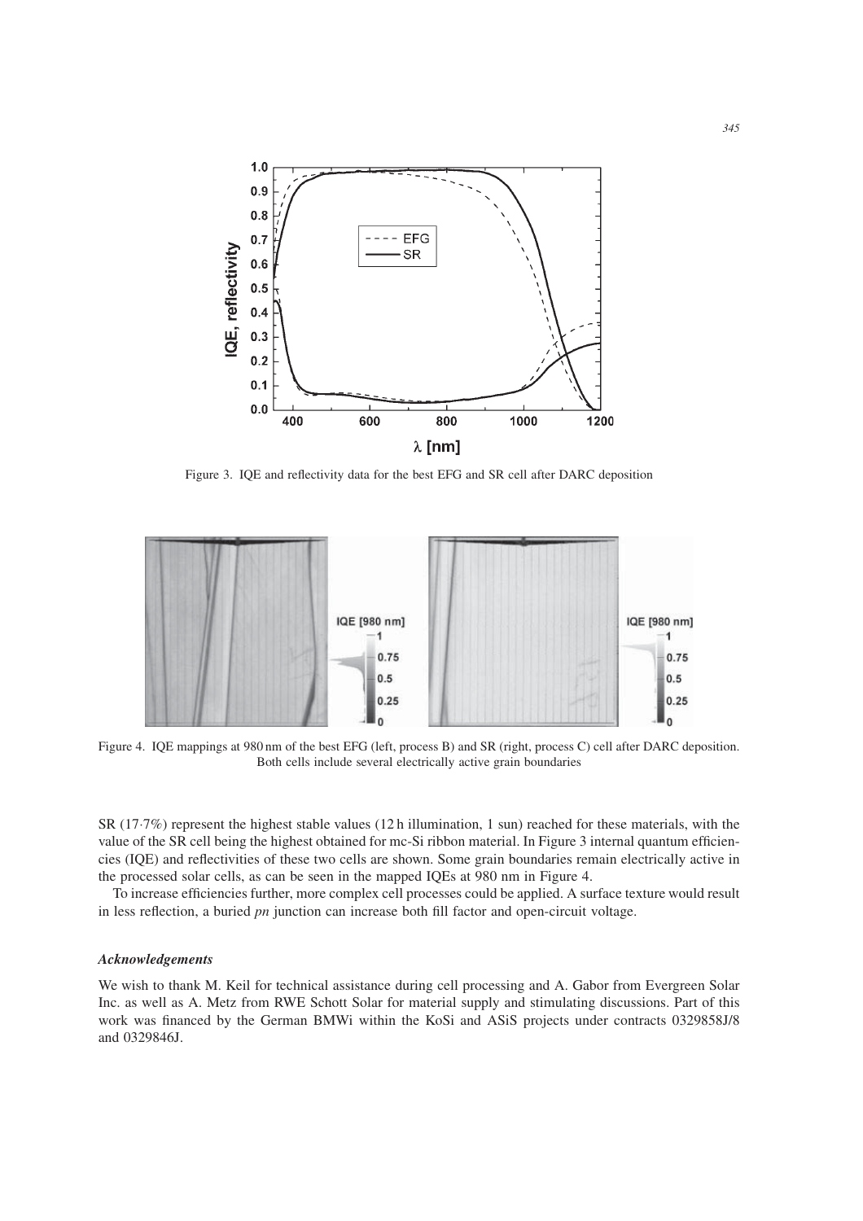Figure 3. IQE and reflectivity data for the best EFG and SR cell after DARC deposition

Figure 4. IQE mappings at 980 nm of the best EFG (left, process B) and SR (right, process C) cell after DARC deposition. Both cells include several electrically active grain boundaries

SR (17·7%) represent the highest stable values (12 h illumination, 1 sun) reached for these materials, with the value of the SR cell being the highest obtained for mc-Si ribbon material. In Figure 3 internal quantum efficiencies (IQE) and reflectivities of these two cells are shown. Some grain boundaries remain electrically active in the processed solar cells, as can be seen in the mapped IQEs at 980 nm in Figure 4.

To increase efficiencies further, more complex cell processes could be applied. A surface texture would result in less reflection, a buried *pn* junction can increase both fill factor and open-circuit voltage.

### *Acknowledgements*

We wish to thank M. Keil for technical assistance during cell processing and A. Gabor from Evergreen Solar Inc. as well as A. Metz from RWE Schott Solar for material supply and stimulating discussions. Part of this work was financed by the German BMWi within the KoSi and ASiS projects under contracts 0329858J/8 and 0329846J.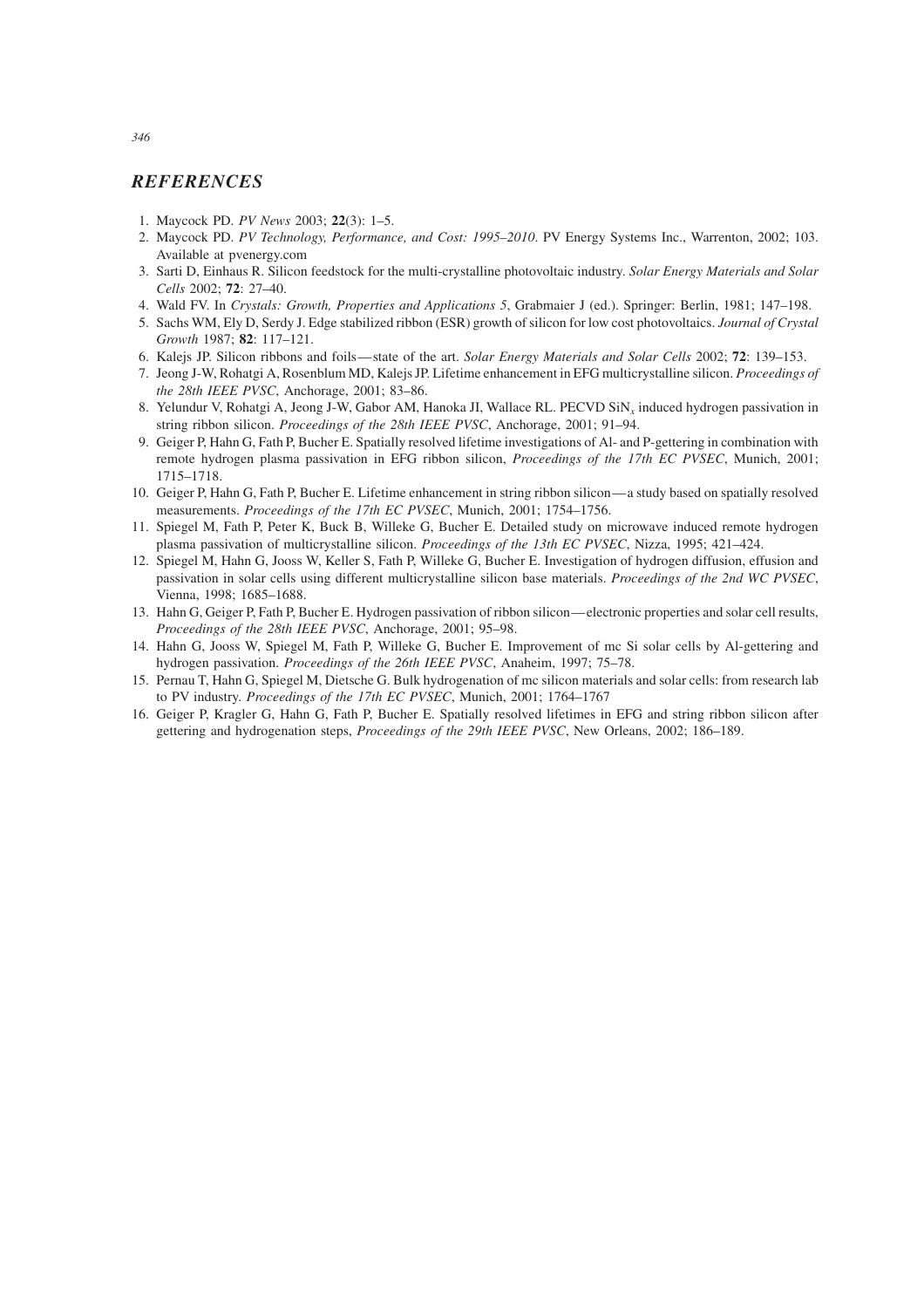## *REFERENCES*

1. Maycock PD. *PV News* 2003; **22**(3): 1–5.
2. Maycock PD. *PV Technology, Performance, and Cost: 1995–2010*. PV Energy Systems Inc., Warrenton, 2002; 103. Available at pvenergy.com
3. Sarti D, Einhaus R. Silicon feedstock for the multi-crystalline photovoltaic industry. *Solar Energy Materials and Solar Cells* 2002; **72**: 27–40.
4. Wald FV. In *Crystals: Growth, Properties and Applications 5*, Grabmaier J (ed.). Springer: Berlin, 1981; 147–198.
5. Sachs WM, Ely D, Serdy J. Edge stabilized ribbon (ESR) growth of silicon for low cost photovoltaics. *Journal of Crystal Growth* 1987; **82**: 117–121.
6. Kalejs JP. Silicon ribbons and foils—state of the art. *Solar Energy Materials and Solar Cells* 2002; **72**: 139–153.
7. Jeong J-W, Rohatgi A, Rosenblum MD, Kalejs JP. Lifetime enhancement in EFG multicrystalline silicon. *Proceedings of the 28th IEEE PVSC*, Anchorage, 2001; 83–86.
8. Yelundur V, Rohatgi A, Jeong J-W, Gabor AM, Hanoka JI, Wallace RL. PECVD $SiN_x$ induced hydrogen passivation in string ribbon silicon. *Proceedings of the 28th IEEE PVSC*, Anchorage, 2001; 91–94.
9. Geiger P, Hahn G, Fath P, Bucher E. Spatially resolved lifetime investigations of Al- and P-gettering in combination with remote hydrogen plasma passivation in EFG ribbon silicon, *Proceedings of the 17th EC PVSEC*, Munich, 2001; 1715–1718.
10. Geiger P, Hahn G, Fath P, Bucher E. Lifetime enhancement in string ribbon silicon—a study based on spatially resolved measurements. *Proceedings of the 17th EC PVSEC*, Munich, 2001; 1754–1756.
11. Spiegel M, Fath P, Peter K, Buck B, Willeke G, Bucher E. Detailed study on microwave induced remote hydrogen plasma passivation of multicrystalline silicon. *Proceedings of the 13th EC PVSEC*, Nizza, 1995; 421–424.
12. Spiegel M, Hahn G, Jooss W, Keller S, Fath P, Willeke G, Bucher E. Investigation of hydrogen diffusion, effusion and passivation in solar cells using different multicrystalline silicon base materials. *Proceedings of the 2nd WC PVSEC*, Vienna, 1998; 1685–1688.
13. Hahn G, Geiger P, Fath P, Bucher E. Hydrogen passivation of ribbon silicon—electronic properties and solar cell results, *Proceedings of the 28th IEEE PVSC*, Anchorage, 2001; 95–98.
14. Hahn G, Jooss W, Spiegel M, Fath P, Willeke G, Bucher E. Improvement of mc Si solar cells by Al-gettering and hydrogen passivation. *Proceedings of the 26th IEEE PVSC*, Anaheim, 1997; 75–78.
15. Pernau T, Hahn G, Spiegel M, Dietsche G. Bulk hydrogenation of mc silicon materials and solar cells: from research lab to PV industry. *Proceedings of the 17th EC PVSEC*, Munich, 2001; 1764–1767
16. Geiger P, Kragler G, Hahn G, Fath P, Bucher E. Spatially resolved lifetimes in EFG and string ribbon silicon after gettering and hydrogenation steps, *Proceedings of the 29th IEEE PVSC*, New Orleans, 2002; 186–189.